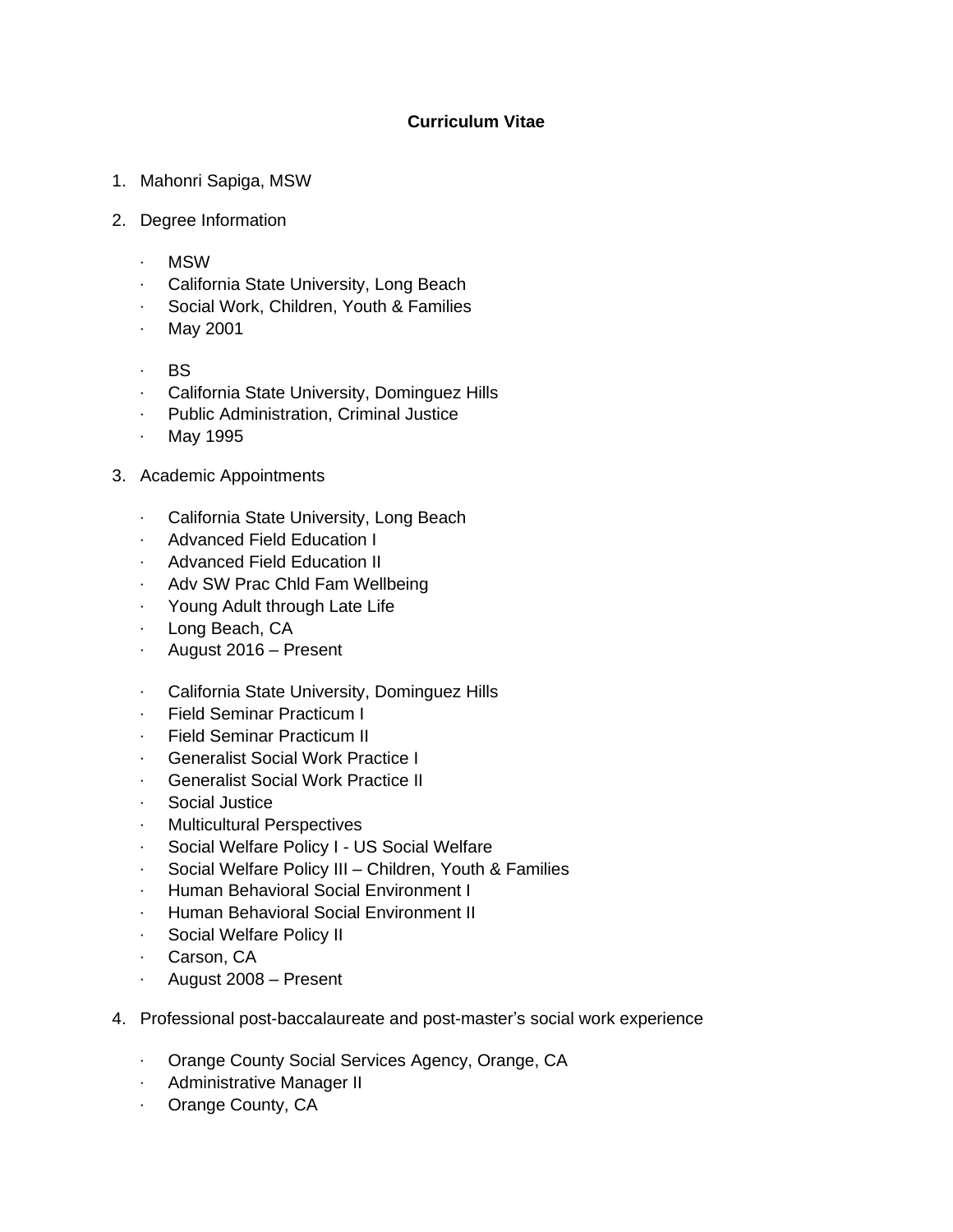**Curriculum Vitae**

1. Mahonri Sapiga, MSW
2. Degree Information
    - MSW
    - California State University, Long Beach
    - Social Work, Children, Youth & Families
    - May 2001

    - BS
    - California State University, Dominguez Hills
    - Public Administration, Criminal Justice
    - May 1995
3. Academic Appointments
    - California State University, Long Beach
    - Advanced Field Education I
    - Advanced Field Education II
    - Adv SW Prac Chld Fam Wellbeing
    - Young Adult through Late Life
    - Long Beach, CA
    - August 2016 – Present

    - California State University, Dominguez Hills
    - Field Seminar Practicum I
    - Field Seminar Practicum II
    - Generalist Social Work Practice I
    - Generalist Social Work Practice II
    - Social Justice
    - Multicultural Perspectives
    - Social Welfare Policy I - US Social Welfare
    - Social Welfare Policy III – Children, Youth & Families
    - Human Behavioral Social Environment I
    - Human Behavioral Social Environment II
    - Social Welfare Policy II
    - Carson, CA
    - August 2008 – Present
4. Professional post-baccalaureate and post-master's social work experience
    - Orange County Social Services Agency, Orange, CA
    - Administrative Manager II
    - Orange County, CA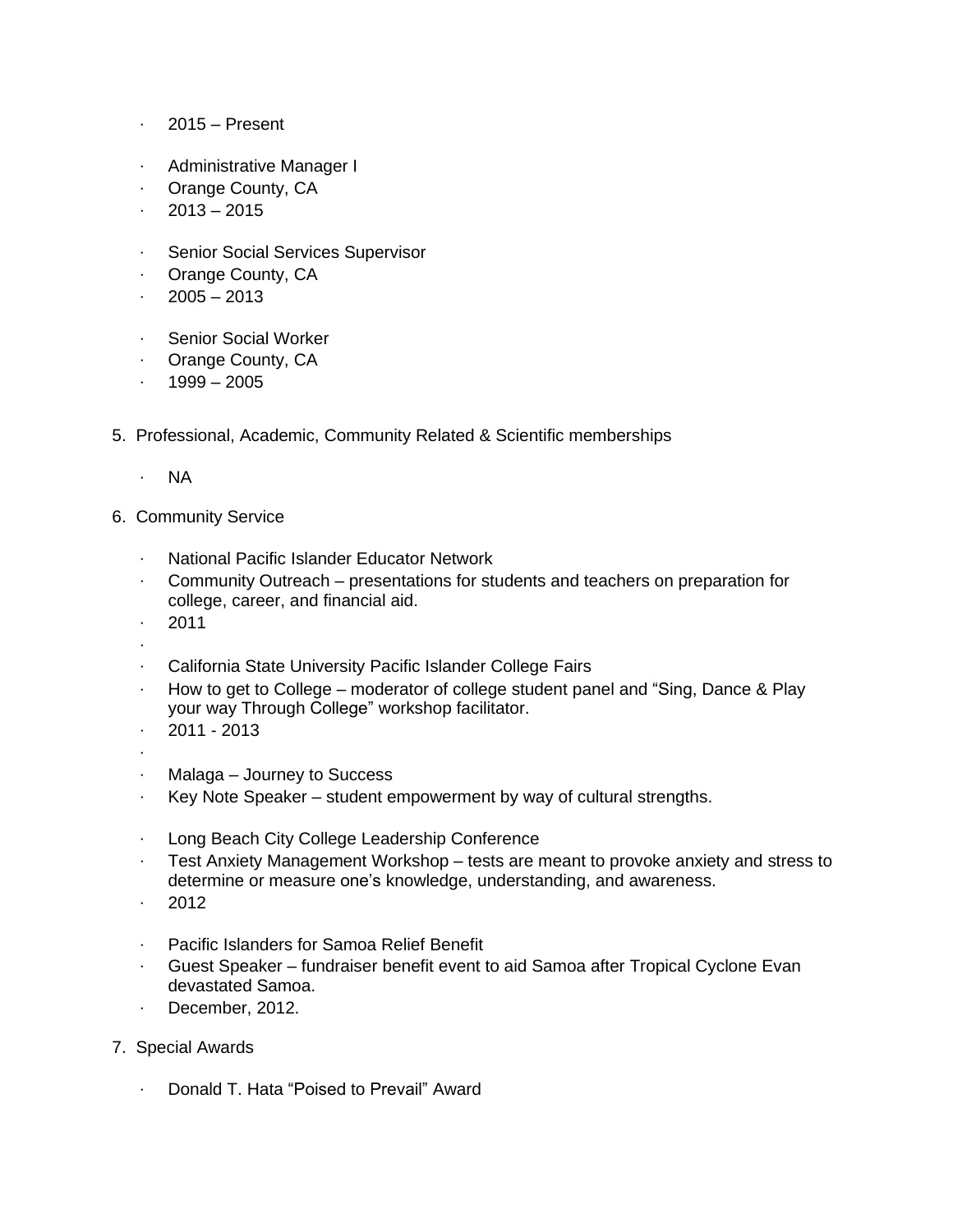- 2015 – Present

- Administrative Manager I
- Orange County, CA
- 2013 – 2015

- Senior Social Services Supervisor
- Orange County, CA
- 2005 – 2013

- Senior Social Worker
- Orange County, CA
- 1999 – 2005

5. Professional, Academic, Community Related & Scientific memberships

   - NA

6. Community Service

   - National Pacific Islander Educator Network
   - Community Outreach – presentations for students and teachers on preparation for college, career, and financial aid.
   - 2011
   -
   - California State University Pacific Islander College Fairs
   - How to get to College – moderator of college student panel and “Sing, Dance & Play your way Through College” workshop facilitator.
   - 2011 - 2013
   -
   - Malaga – Journey to Success
   - Key Note Speaker – student empowerment by way of cultural strengths.

   - Long Beach City College Leadership Conference
   - Test Anxiety Management Workshop – tests are meant to provoke anxiety and stress to determine or measure one’s knowledge, understanding, and awareness.
   - 2012

   - Pacific Islanders for Samoa Relief Benefit
   - Guest Speaker – fundraiser benefit event to aid Samoa after Tropical Cyclone Evan devastated Samoa.
   - December, 2012.

7. Special Awards

   - Donald T. Hata “Poised to Prevail” Award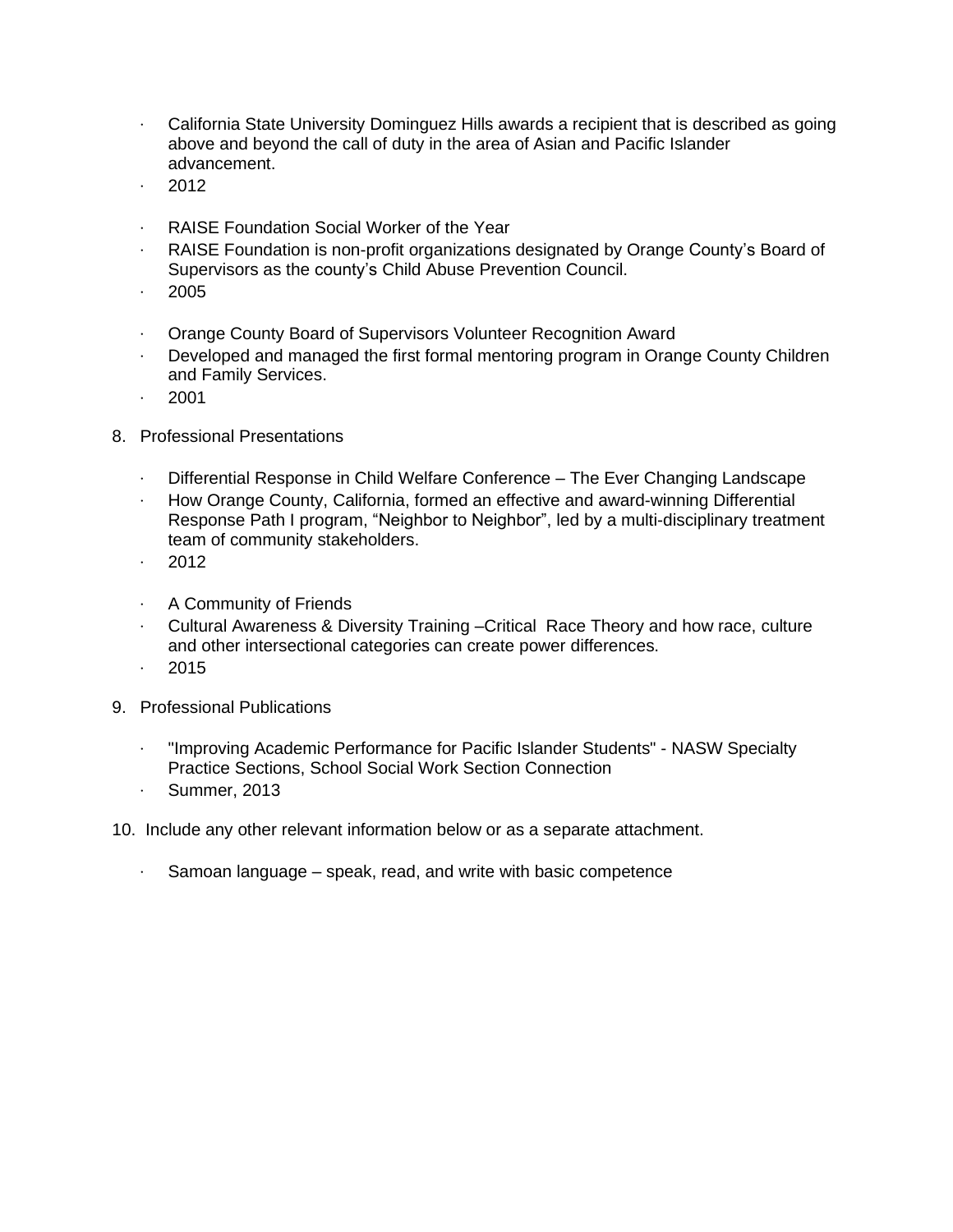- California State University Dominguez Hills awards a recipient that is described as going above and beyond the call of duty in the area of Asian and Pacific Islander advancement.
- 2012

- RAISE Foundation Social Worker of the Year
- RAISE Foundation is non-profit organizations designated by Orange County's Board of Supervisors as the county's Child Abuse Prevention Council.
- 2005

- Orange County Board of Supervisors Volunteer Recognition Award
- Developed and managed the first formal mentoring program in Orange County Children and Family Services.
- 2001

8. Professional Presentations

   - Differential Response in Child Welfare Conference – The Ever Changing Landscape
   - How Orange County, California, formed an effective and award-winning Differential Response Path I program, "Neighbor to Neighbor", led by a multi-disciplinary treatment team of community stakeholders.
   - 2012

   - A Community of Friends
   - Cultural Awareness & Diversity Training –Critical Race Theory and how race, culture and other intersectional categories can create power differences.
   - 2015

9. Professional Publications

   - "Improving Academic Performance for Pacific Islander Students" - NASW Specialty Practice Sections, School Social Work Section Connection
   - Summer, 2013

10. Include any other relevant information below or as a separate attachment.

    - Samoan language – speak, read, and write with basic competence